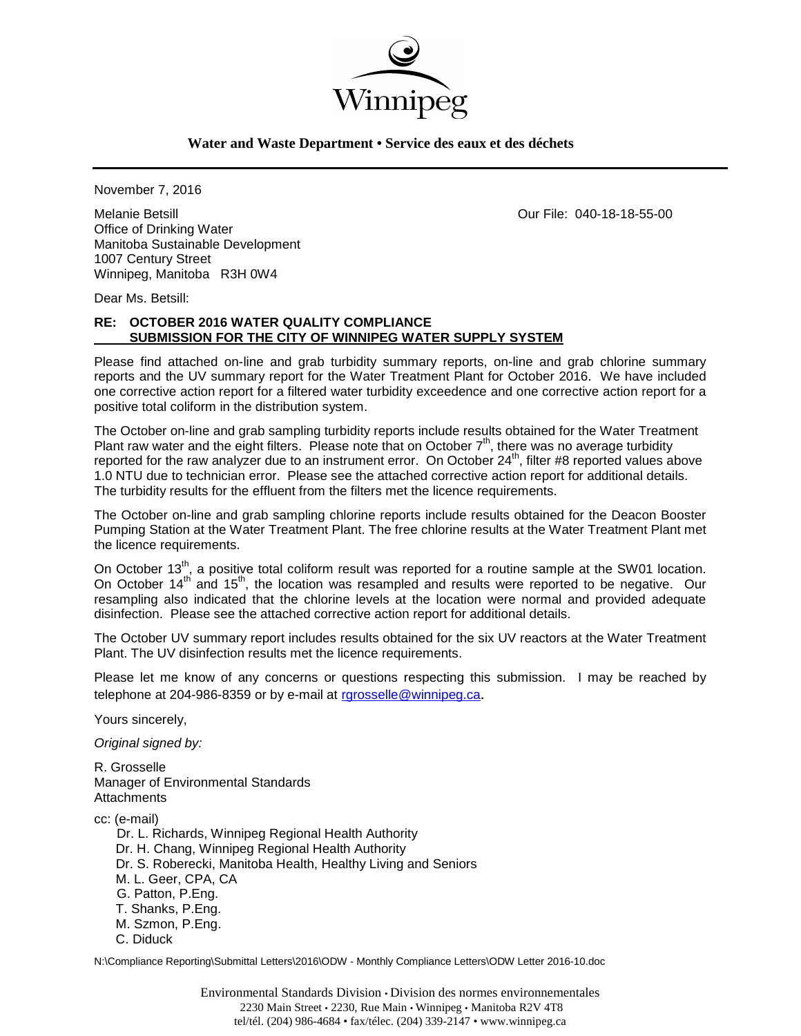Winnipeg

**Water and Waste Department • Service des eaux et des déchets**

November 7, 2016

Melanie Betsill
Office of Drinking Water
Manitoba Sustainable Development
1007 Century Street
Winnipeg, Manitoba R3H 0W4

Our File: 040-18-18-55-00

Dear Ms. Betsill:

**RE: OCTOBER 2016 WATER QUALITY COMPLIANCE SUBMISSION FOR THE CITY OF WINNIPEG WATER SUPPLY SYSTEM**

Please find attached on-line and grab turbidity summary reports, on-line and grab chlorine summary reports and the UV summary report for the Water Treatment Plant for October 2016. We have included one corrective action report for a filtered water turbidity exceedence and one corrective action report for a positive total coliform in the distribution system.

The October on-line and grab sampling turbidity reports include results obtained for the Water Treatment Plant raw water and the eight filters. Please note that on October 7th, there was no average turbidity reported for the raw analyzer due to an instrument error. On October 24th, filter #8 reported values above 1.0 NTU due to technician error. Please see the attached corrective action report for additional details. The turbidity results for the effluent from the filters met the licence requirements.

The October on-line and grab sampling chlorine reports include results obtained for the Deacon Booster Pumping Station at the Water Treatment Plant. The free chlorine results at the Water Treatment Plant met the licence requirements.

On October 13th, a positive total coliform result was reported for a routine sample at the SW01 location. On October 14th and 15th, the location was resampled and results were reported to be negative. Our resampling also indicated that the chlorine levels at the location were normal and provided adequate disinfection. Please see the attached corrective action report for additional details.

The October UV summary report includes results obtained for the six UV reactors at the Water Treatment Plant. The UV disinfection results met the licence requirements.

Please let me know of any concerns or questions respecting this submission. I may be reached by telephone at 204-986-8359 or by e-mail at rgrosselle@winnipeg.ca.

Yours sincerely,

*Original signed by:*

R. Grosselle
Manager of Environmental Standards
Attachments

cc: (e-mail)
Dr. L. Richards, Winnipeg Regional Health Authority
Dr. H. Chang, Winnipeg Regional Health Authority
Dr. S. Roberecki, Manitoba Health, Healthy Living and Seniors
M. L. Geer, CPA, CA
G. Patton, P.Eng.
T. Shanks, P.Eng.
M. Szmon, P.Eng.
C. Diduck

N:\Compliance Reporting\Submittal Letters\2016\ODW - Monthly Compliance Letters\ODW Letter 2016-10.doc

Environmental Standards Division • Division des normes environnementales
2230 Main Street • 2230, Rue Main • Winnipeg • Manitoba R2V 4T8
tel/tél. (204) 986-4684 • fax/télec. (204) 339-2147 • www.winnipeg.ca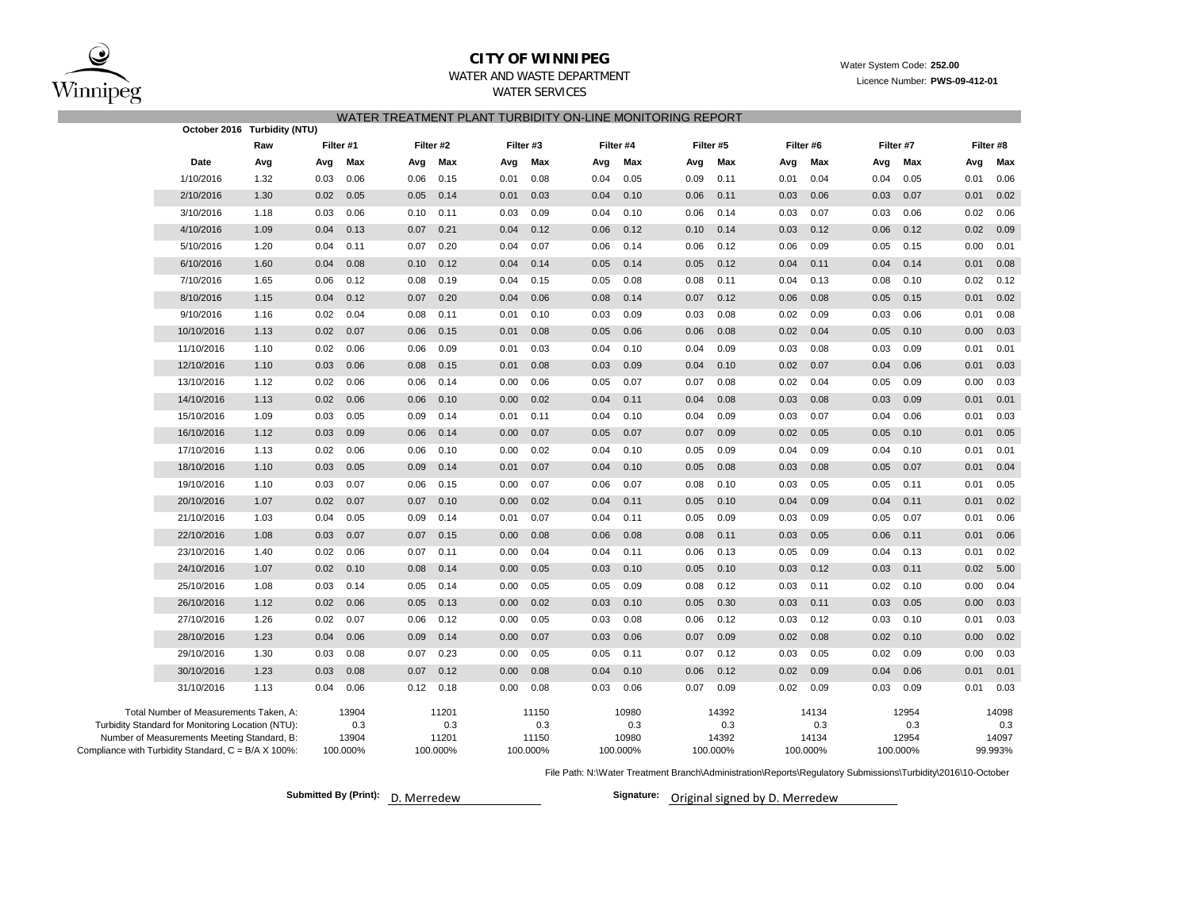**CITY OF WINNIPEG**

WATER AND WASTE DEPARTMENT

WATER SERVICES

Water System Code: **252.00**

Licence Number: **PWS-09-412-01**

## WATER TREATMENT PLANT TURBIDITY ON-LINE MONITORING REPORT

| October 2016 | Turbidity (NTU) | | | | | | | | | | | | | | | | | |
|---|---|---|---|---|---|---|---|---|---|---|---|---|---|---|---|---|---|---|
| | Raw | Filter #1 | | Filter #2 | | Filter #3 | | Filter #4 | | Filter #5 | | Filter #6 | | Filter #7 | | Filter #8 | |
| Date | Avg | Avg | Max | Avg | Max | Avg | Max | Avg | Max | Avg | Max | Avg | Max | Avg | Max | Avg | Max |
| 1/10/2016 | 1.32 | 0.03 | 0.06 | 0.06 | 0.15 | 0.01 | 0.08 | 0.04 | 0.05 | 0.09 | 0.11 | 0.01 | 0.04 | 0.04 | 0.05 | 0.01 | 0.06 |
| 2/10/2016 | 1.30 | 0.02 | 0.05 | 0.05 | 0.14 | 0.01 | 0.03 | 0.04 | 0.10 | 0.06 | 0.11 | 0.03 | 0.06 | 0.03 | 0.07 | 0.01 | 0.02 |
| 3/10/2016 | 1.18 | 0.03 | 0.06 | 0.10 | 0.11 | 0.03 | 0.09 | 0.04 | 0.10 | 0.06 | 0.14 | 0.03 | 0.07 | 0.03 | 0.06 | 0.02 | 0.06 |
| 4/10/2016 | 1.09 | 0.04 | 0.13 | 0.07 | 0.21 | 0.04 | 0.12 | 0.06 | 0.12 | 0.10 | 0.14 | 0.03 | 0.12 | 0.06 | 0.12 | 0.02 | 0.09 |
| 5/10/2016 | 1.20 | 0.04 | 0.11 | 0.07 | 0.20 | 0.04 | 0.07 | 0.06 | 0.14 | 0.06 | 0.12 | 0.06 | 0.09 | 0.05 | 0.15 | 0.00 | 0.01 |
| 6/10/2016 | 1.60 | 0.04 | 0.08 | 0.10 | 0.12 | 0.04 | 0.14 | 0.05 | 0.14 | 0.05 | 0.12 | 0.04 | 0.11 | 0.04 | 0.14 | 0.01 | 0.08 |
| 7/10/2016 | 1.65 | 0.06 | 0.12 | 0.08 | 0.19 | 0.04 | 0.15 | 0.05 | 0.08 | 0.08 | 0.11 | 0.04 | 0.13 | 0.08 | 0.10 | 0.02 | 0.12 |
| 8/10/2016 | 1.15 | 0.04 | 0.12 | 0.07 | 0.20 | 0.04 | 0.06 | 0.08 | 0.14 | 0.07 | 0.12 | 0.06 | 0.08 | 0.05 | 0.15 | 0.01 | 0.02 |
| 9/10/2016 | 1.16 | 0.02 | 0.04 | 0.08 | 0.11 | 0.01 | 0.10 | 0.03 | 0.09 | 0.03 | 0.08 | 0.02 | 0.09 | 0.03 | 0.06 | 0.01 | 0.08 |
| 10/10/2016 | 1.13 | 0.02 | 0.07 | 0.06 | 0.15 | 0.01 | 0.08 | 0.05 | 0.06 | 0.06 | 0.08 | 0.02 | 0.04 | 0.05 | 0.10 | 0.00 | 0.03 |
| 11/10/2016 | 1.10 | 0.02 | 0.06 | 0.06 | 0.09 | 0.01 | 0.03 | 0.04 | 0.10 | 0.04 | 0.09 | 0.03 | 0.08 | 0.03 | 0.09 | 0.01 | 0.01 |
| 12/10/2016 | 1.10 | 0.03 | 0.06 | 0.08 | 0.15 | 0.01 | 0.08 | 0.03 | 0.09 | 0.04 | 0.10 | 0.02 | 0.07 | 0.04 | 0.06 | 0.01 | 0.03 |
| 13/10/2016 | 1.12 | 0.02 | 0.06 | 0.06 | 0.14 | 0.00 | 0.06 | 0.05 | 0.07 | 0.07 | 0.08 | 0.02 | 0.04 | 0.05 | 0.09 | 0.00 | 0.03 |
| 14/10/2016 | 1.13 | 0.02 | 0.06 | 0.06 | 0.10 | 0.00 | 0.02 | 0.04 | 0.11 | 0.04 | 0.08 | 0.03 | 0.08 | 0.03 | 0.09 | 0.01 | 0.01 |
| 15/10/2016 | 1.09 | 0.03 | 0.05 | 0.09 | 0.14 | 0.01 | 0.11 | 0.04 | 0.10 | 0.04 | 0.09 | 0.03 | 0.07 | 0.04 | 0.06 | 0.01 | 0.03 |
| 16/10/2016 | 1.12 | 0.03 | 0.09 | 0.06 | 0.14 | 0.00 | 0.07 | 0.05 | 0.07 | 0.07 | 0.09 | 0.02 | 0.05 | 0.05 | 0.10 | 0.01 | 0.05 |
| 17/10/2016 | 1.13 | 0.02 | 0.06 | 0.06 | 0.10 | 0.00 | 0.02 | 0.04 | 0.10 | 0.05 | 0.09 | 0.04 | 0.09 | 0.04 | 0.10 | 0.01 | 0.01 |
| 18/10/2016 | 1.10 | 0.03 | 0.05 | 0.09 | 0.14 | 0.01 | 0.07 | 0.04 | 0.10 | 0.05 | 0.08 | 0.03 | 0.08 | 0.05 | 0.07 | 0.01 | 0.04 |
| 19/10/2016 | 1.10 | 0.03 | 0.07 | 0.06 | 0.15 | 0.00 | 0.07 | 0.06 | 0.07 | 0.08 | 0.10 | 0.03 | 0.05 | 0.05 | 0.11 | 0.01 | 0.05 |
| 20/10/2016 | 1.07 | 0.02 | 0.07 | 0.07 | 0.10 | 0.00 | 0.02 | 0.04 | 0.11 | 0.05 | 0.10 | 0.04 | 0.09 | 0.04 | 0.11 | 0.01 | 0.02 |
| 21/10/2016 | 1.03 | 0.04 | 0.05 | 0.09 | 0.14 | 0.01 | 0.07 | 0.04 | 0.11 | 0.05 | 0.09 | 0.03 | 0.09 | 0.05 | 0.07 | 0.01 | 0.06 |
| 22/10/2016 | 1.08 | 0.03 | 0.07 | 0.07 | 0.15 | 0.00 | 0.08 | 0.06 | 0.08 | 0.08 | 0.11 | 0.03 | 0.05 | 0.06 | 0.11 | 0.01 | 0.06 |
| 23/10/2016 | 1.40 | 0.02 | 0.06 | 0.07 | 0.11 | 0.00 | 0.04 | 0.04 | 0.11 | 0.06 | 0.13 | 0.05 | 0.09 | 0.04 | 0.13 | 0.01 | 0.02 |
| 24/10/2016 | 1.07 | 0.02 | 0.10 | 0.08 | 0.14 | 0.00 | 0.05 | 0.03 | 0.10 | 0.05 | 0.10 | 0.03 | 0.12 | 0.03 | 0.11 | 0.02 | 5.00 |
| 25/10/2016 | 1.08 | 0.03 | 0.14 | 0.05 | 0.14 | 0.00 | 0.05 | 0.05 | 0.09 | 0.08 | 0.12 | 0.03 | 0.11 | 0.02 | 0.10 | 0.00 | 0.04 |
| 26/10/2016 | 1.12 | 0.02 | 0.06 | 0.05 | 0.13 | 0.00 | 0.02 | 0.03 | 0.10 | 0.05 | 0.30 | 0.03 | 0.11 | 0.03 | 0.05 | 0.00 | 0.03 |
| 27/10/2016 | 1.26 | 0.02 | 0.07 | 0.06 | 0.12 | 0.00 | 0.05 | 0.03 | 0.08 | 0.06 | 0.12 | 0.03 | 0.12 | 0.03 | 0.10 | 0.01 | 0.03 |
| 28/10/2016 | 1.23 | 0.04 | 0.06 | 0.09 | 0.14 | 0.00 | 0.07 | 0.03 | 0.06 | 0.07 | 0.09 | 0.02 | 0.08 | 0.02 | 0.10 | 0.00 | 0.02 |
| 29/10/2016 | 1.30 | 0.03 | 0.08 | 0.07 | 0.23 | 0.00 | 0.05 | 0.05 | 0.11 | 0.07 | 0.12 | 0.03 | 0.05 | 0.02 | 0.09 | 0.00 | 0.03 |
| 30/10/2016 | 1.23 | 0.03 | 0.08 | 0.07 | 0.12 | 0.00 | 0.08 | 0.04 | 0.10 | 0.06 | 0.12 | 0.02 | 0.09 | 0.04 | 0.06 | 0.01 | 0.01 |
| 31/10/2016 | 1.13 | 0.04 | 0.06 | 0.12 | 0.18 | 0.00 | 0.08 | 0.03 | 0.06 | 0.07 | 0.09 | 0.02 | 0.09 | 0.03 | 0.09 | 0.01 | 0.03 |
| Total Number of Measurements Taken, A: | | 13904 | | 11201 | | 11150 | | 10980 | | 14392 | | 14134 | | 12954 | | 14098 | |
| Turbidity Standard for Monitoring Location (NTU): | | 0.3 | | 0.3 | | 0.3 | | 0.3 | | 0.3 | | 0.3 | | 0.3 | | 0.3 | |
| Number of Measurements Meeting Standard, B: | | 13904 | | 11201 | | 11150 | | 10980 | | 14392 | | 14134 | | 12954 | | 14097 | |
| Compliance with Turbidity Standard, C = B/A X 100%: | | 100.000% | | 100.000% | | 100.000% | | 100.000% | | 100.000% | | 100.000% | | 100.000% | | 99.993% | |

File Path: N:\Water Treatment Branch\Administration\Reports\Regulatory Submissions\Turbidity\2016\10-October

**Submitted By (Print):** D. Merredew

**Signature:** Original signed by D. Merredew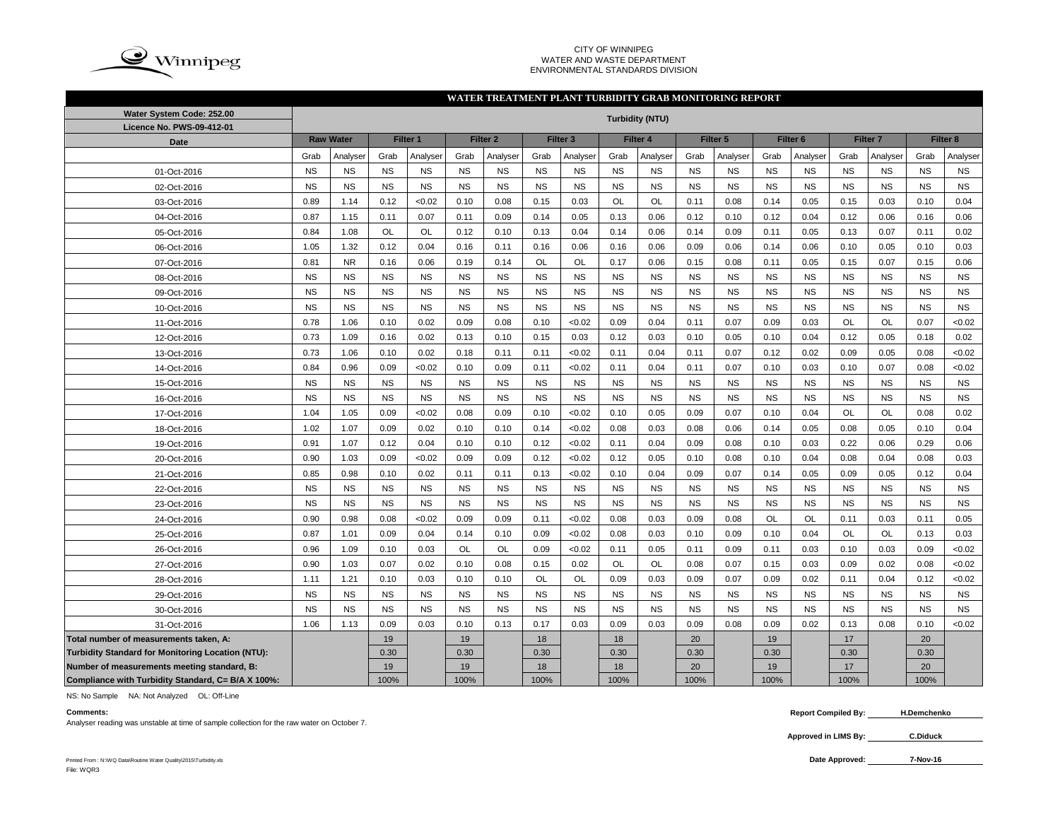CITY OF WINNIPEG
WATER AND WASTE DEPARTMENT
ENVIRONMENTAL STANDARDS DIVISION

## WATER TREATMENT PLANT TURBIDITY GRAB MONITORING REPORT

| Water System Code: 252.00 | Turbidity (NTU) | | | | | | | | | | | | | | | | | |
|---|---|---|---|---|---|---|---|---|---|---|---|---|---|---|---|---|---|---|
| Licence No. PWS-09-412-01 | | | | | | | | | | | | | | | | | | |
| Date | Raw Water | | Filter 1 | | Filter 2 | | Filter 3 | | Filter 4 | | Filter 5 | | Filter 6 | | Filter 7 | | Filter 8 | |
| | Grab | Analyser | Grab | Analyser | Grab | Analyser | Grab | Analyser | Grab | Analyser | Grab | Analyser | Grab | Analyser | Grab | Analyser | Grab | Analyser |
| 01-Oct-2016 | NS | NS | NS | NS | NS | NS | NS | NS | NS | NS | NS | NS | NS | NS | NS | NS | NS | NS |
| 02-Oct-2016 | NS | NS | NS | NS | NS | NS | NS | NS | NS | NS | NS | NS | NS | NS | NS | NS | NS | NS |
| 03-Oct-2016 | 0.89 | 1.14 | 0.12 | <0.02 | 0.10 | 0.08 | 0.15 | 0.03 | OL | OL | 0.11 | 0.08 | 0.14 | 0.05 | 0.15 | 0.03 | 0.10 | 0.04 |
| 04-Oct-2016 | 0.87 | 1.15 | 0.11 | 0.07 | 0.11 | 0.09 | 0.14 | 0.05 | 0.13 | 0.06 | 0.12 | 0.10 | 0.12 | 0.04 | 0.12 | 0.06 | 0.16 | 0.06 |
| 05-Oct-2016 | 0.84 | 1.08 | OL | OL | 0.12 | 0.10 | 0.13 | 0.04 | 0.14 | 0.06 | 0.14 | 0.09 | 0.11 | 0.05 | 0.13 | 0.07 | 0.11 | 0.02 |
| 06-Oct-2016 | 1.05 | 1.32 | 0.12 | 0.04 | 0.16 | 0.11 | 0.16 | 0.06 | 0.16 | 0.06 | 0.09 | 0.06 | 0.14 | 0.06 | 0.10 | 0.05 | 0.10 | 0.03 |
| 07-Oct-2016 | 0.81 | NR | 0.16 | 0.06 | 0.19 | 0.14 | OL | OL | 0.17 | 0.06 | 0.15 | 0.08 | 0.11 | 0.05 | 0.15 | 0.07 | 0.15 | 0.06 |
| 08-Oct-2016 | NS | NS | NS | NS | NS | NS | NS | NS | NS | NS | NS | NS | NS | NS | NS | NS | NS | NS |
| 09-Oct-2016 | NS | NS | NS | NS | NS | NS | NS | NS | NS | NS | NS | NS | NS | NS | NS | NS | NS | NS |
| 10-Oct-2016 | NS | NS | NS | NS | NS | NS | NS | NS | NS | NS | NS | NS | NS | NS | NS | NS | NS | NS |
| 11-Oct-2016 | 0.78 | 1.06 | 0.10 | 0.02 | 0.09 | 0.08 | 0.10 | <0.02 | 0.09 | 0.04 | 0.11 | 0.07 | 0.09 | 0.03 | OL | OL | 0.07 | <0.02 |
| 12-Oct-2016 | 0.73 | 1.09 | 0.16 | 0.02 | 0.13 | 0.10 | 0.15 | 0.03 | 0.12 | 0.03 | 0.10 | 0.05 | 0.10 | 0.04 | 0.12 | 0.05 | 0.18 | 0.02 |
| 13-Oct-2016 | 0.73 | 1.06 | 0.10 | 0.02 | 0.18 | 0.11 | 0.11 | <0.02 | 0.11 | 0.04 | 0.11 | 0.07 | 0.12 | 0.02 | 0.09 | 0.05 | 0.08 | <0.02 |
| 14-Oct-2016 | 0.84 | 0.96 | 0.09 | <0.02 | 0.10 | 0.09 | 0.11 | <0.02 | 0.11 | 0.04 | 0.11 | 0.07 | 0.10 | 0.03 | 0.10 | 0.07 | 0.08 | <0.02 |
| 15-Oct-2016 | NS | NS | NS | NS | NS | NS | NS | NS | NS | NS | NS | NS | NS | NS | NS | NS | NS | NS |
| 16-Oct-2016 | NS | NS | NS | NS | NS | NS | NS | NS | NS | NS | NS | NS | NS | NS | NS | NS | NS | NS |
| 17-Oct-2016 | 1.04 | 1.05 | 0.09 | <0.02 | 0.08 | 0.09 | 0.10 | <0.02 | 0.10 | 0.05 | 0.09 | 0.07 | 0.10 | 0.04 | OL | OL | 0.08 | 0.02 |
| 18-Oct-2016 | 1.02 | 1.07 | 0.09 | 0.02 | 0.10 | 0.10 | 0.14 | <0.02 | 0.08 | 0.03 | 0.08 | 0.06 | 0.14 | 0.05 | 0.08 | 0.05 | 0.10 | 0.04 |
| 19-Oct-2016 | 0.91 | 1.07 | 0.12 | 0.04 | 0.10 | 0.10 | 0.12 | <0.02 | 0.11 | 0.04 | 0.09 | 0.08 | 0.10 | 0.03 | 0.22 | 0.06 | 0.29 | 0.06 |
| 20-Oct-2016 | 0.90 | 1.03 | 0.09 | <0.02 | 0.09 | 0.09 | 0.12 | <0.02 | 0.12 | 0.05 | 0.10 | 0.08 | 0.10 | 0.04 | 0.08 | 0.04 | 0.08 | 0.03 |
| 21-Oct-2016 | 0.85 | 0.98 | 0.10 | 0.02 | 0.11 | 0.11 | 0.13 | <0.02 | 0.10 | 0.04 | 0.09 | 0.07 | 0.14 | 0.05 | 0.09 | 0.05 | 0.12 | 0.04 |
| 22-Oct-2016 | NS | NS | NS | NS | NS | NS | NS | NS | NS | NS | NS | NS | NS | NS | NS | NS | NS | NS |
| 23-Oct-2016 | NS | NS | NS | NS | NS | NS | NS | NS | NS | NS | NS | NS | NS | NS | NS | NS | NS | NS |
| 24-Oct-2016 | 0.90 | 0.98 | 0.08 | <0.02 | 0.09 | 0.09 | 0.11 | <0.02 | 0.08 | 0.03 | 0.09 | 0.08 | OL | OL | 0.11 | 0.03 | 0.11 | 0.05 |
| 25-Oct-2016 | 0.87 | 1.01 | 0.09 | 0.04 | 0.14 | 0.10 | 0.09 | <0.02 | 0.08 | 0.03 | 0.10 | 0.09 | 0.10 | 0.04 | OL | OL | 0.13 | 0.03 |
| 26-Oct-2016 | 0.96 | 1.09 | 0.10 | 0.03 | OL | OL | 0.09 | <0.02 | 0.11 | 0.05 | 0.11 | 0.09 | 0.11 | 0.03 | 0.10 | 0.03 | 0.09 | <0.02 |
| 27-Oct-2016 | 0.90 | 1.03 | 0.07 | 0.02 | 0.10 | 0.08 | 0.15 | 0.02 | OL | OL | 0.08 | 0.07 | 0.15 | 0.03 | 0.09 | 0.02 | 0.08 | <0.02 |
| 28-Oct-2016 | 1.11 | 1.21 | 0.10 | 0.03 | 0.10 | 0.10 | OL | OL | 0.09 | 0.03 | 0.09 | 0.07 | 0.09 | 0.02 | 0.11 | 0.04 | 0.12 | <0.02 |
| 29-Oct-2016 | NS | NS | NS | NS | NS | NS | NS | NS | NS | NS | NS | NS | NS | NS | NS | NS | NS | NS |
| 30-Oct-2016 | NS | NS | NS | NS | NS | NS | NS | NS | NS | NS | NS | NS | NS | NS | NS | NS | NS | NS |
| 31-Oct-2016 | 1.06 | 1.13 | 0.09 | 0.03 | 0.10 | 0.13 | 0.17 | 0.03 | 0.09 | 0.03 | 0.09 | 0.08 | 0.09 | 0.02 | 0.13 | 0.08 | 0.10 | <0.02 |
| Total number of measurements taken, A: | | | 19 | | 19 | | 18 | | 18 | | 20 | | 19 | | 17 | | 20 | |
| Turbidity Standard for Monitoring Location (NTU): | | | 0.30 | | 0.30 | | 0.30 | | 0.30 | | 0.30 | | 0.30 | | 0.30 | | 0.30 | |
| Number of measurements meeting standard, B: | | | 19 | | 19 | | 18 | | 18 | | 20 | | 19 | | 17 | | 20 | |
| Compliance with Turbidity Standard, C= B/A X 100%: | | | 100% | | 100% | | 100% | | 100% | | 100% | | 100% | | 100% | | 100% | |

NS: No Sample NA: Not Analyzed OL: Off-Line

**Comments:**

Analyser reading was unstable at time of sample collection for the raw water on October 7.

**Report Compiled By:** H.Demchenko

**Approved in LIMS By:** C.Diduck

**Date Approved:** 7-Nov-16

Printed From : N:\WQ Data\Routine Water Quality\2015\Turbidity.xls
File: WQR3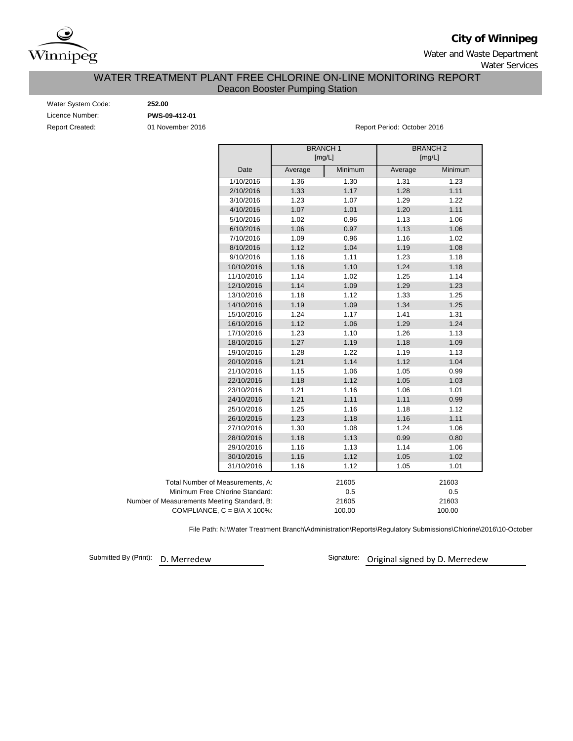**City of Winnipeg**

Water and Waste Department

Water Services

# WATER TREATMENT PLANT FREE CHLORINE ON-LINE MONITORING REPORT

## Deacon Booster Pumping Station

Water System Code: **252.00**

Licence Number: **PWS-09-412-01**

Report Created: 01 November 2016

Report Period: October 2016

| | BRANCH 1 [mg/L] | | BRANCH 2 [mg/L] | |
|---|---|---|---|---|
| Date | Average | Minimum | Average | Minimum |
| 1/10/2016 | 1.36 | 1.30 | 1.31 | 1.23 |
| 2/10/2016 | 1.33 | 1.17 | 1.28 | 1.11 |
| 3/10/2016 | 1.23 | 1.07 | 1.29 | 1.22 |
| 4/10/2016 | 1.07 | 1.01 | 1.20 | 1.11 |
| 5/10/2016 | 1.02 | 0.96 | 1.13 | 1.06 |
| 6/10/2016 | 1.06 | 0.97 | 1.13 | 1.06 |
| 7/10/2016 | 1.09 | 0.96 | 1.16 | 1.02 |
| 8/10/2016 | 1.12 | 1.04 | 1.19 | 1.08 |
| 9/10/2016 | 1.16 | 1.11 | 1.23 | 1.18 |
| 10/10/2016 | 1.16 | 1.10 | 1.24 | 1.18 |
| 11/10/2016 | 1.14 | 1.02 | 1.25 | 1.14 |
| 12/10/2016 | 1.14 | 1.09 | 1.29 | 1.23 |
| 13/10/2016 | 1.18 | 1.12 | 1.33 | 1.25 |
| 14/10/2016 | 1.19 | 1.09 | 1.34 | 1.25 |
| 15/10/2016 | 1.24 | 1.17 | 1.41 | 1.31 |
| 16/10/2016 | 1.12 | 1.06 | 1.29 | 1.24 |
| 17/10/2016 | 1.23 | 1.10 | 1.26 | 1.13 |
| 18/10/2016 | 1.27 | 1.19 | 1.18 | 1.09 |
| 19/10/2016 | 1.28 | 1.22 | 1.19 | 1.13 |
| 20/10/2016 | 1.21 | 1.14 | 1.12 | 1.04 |
| 21/10/2016 | 1.15 | 1.06 | 1.05 | 0.99 |
| 22/10/2016 | 1.18 | 1.12 | 1.05 | 1.03 |
| 23/10/2016 | 1.21 | 1.16 | 1.06 | 1.01 |
| 24/10/2016 | 1.21 | 1.11 | 1.11 | 0.99 |
| 25/10/2016 | 1.25 | 1.16 | 1.18 | 1.12 |
| 26/10/2016 | 1.23 | 1.18 | 1.16 | 1.11 |
| 27/10/2016 | 1.30 | 1.08 | 1.24 | 1.06 |
| 28/10/2016 | 1.18 | 1.13 | 0.99 | 0.80 |
| 29/10/2016 | 1.16 | 1.13 | 1.14 | 1.06 |
| 30/10/2016 | 1.16 | 1.12 | 1.05 | 1.02 |
| 31/10/2016 | 1.16 | 1.12 | 1.05 | 1.01 |

| | BRANCH 1 | BRANCH 2 |
|---|---|---|
| Total Number of Measurements, A: | 21605 | 21603 |
| Minimum Free Chlorine Standard: | 0.5 | 0.5 |
| Number of Measurements Meeting Standard, B: | 21605 | 21603 |
| COMPLIANCE, C = B/A X 100%: | 100.00 | 100.00 |

File Path: N:\Water Treatment Branch\Administration\Reports\Regulatory Submissions\Chlorine\2016\10-October

Submitted By (Print): D. Merredew

Signature: Original signed by D. Merredew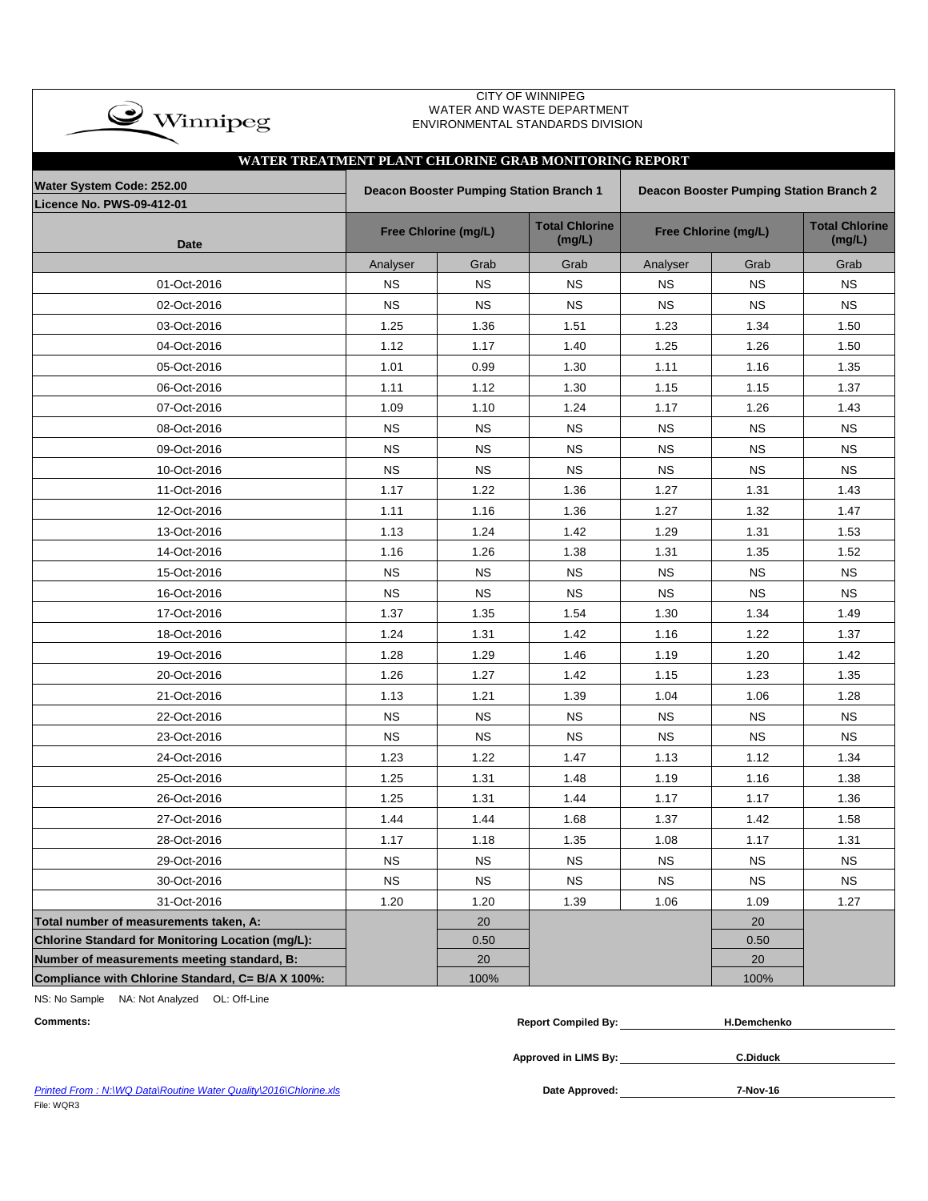CITY OF WINNIPEG
WATER AND WASTE DEPARTMENT
ENVIRONMENTAL STANDARDS DIVISION

## WATER TREATMENT PLANT CHLORINE GRAB MONITORING REPORT

| Water System Code: 252.00<br>Licence No. PWS-09-412-01 | Deacon Booster Pumping Station Branch 1 | | | Deacon Booster Pumping Station Branch 2 | | |
|---|---|---|---|---|---|---|
| Date | Free Chlorine (mg/L) | | Total Chlorine (mg/L) | Free Chlorine (mg/L) | | Total Chlorine (mg/L) |
| | Analyser | Grab | Grab | Analyser | Grab | Grab |
| 01-Oct-2016 | NS | NS | NS | NS | NS | NS |
| 02-Oct-2016 | NS | NS | NS | NS | NS | NS |
| 03-Oct-2016 | 1.25 | 1.36 | 1.51 | 1.23 | 1.34 | 1.50 |
| 04-Oct-2016 | 1.12 | 1.17 | 1.40 | 1.25 | 1.26 | 1.50 |
| 05-Oct-2016 | 1.01 | 0.99 | 1.30 | 1.11 | 1.16 | 1.35 |
| 06-Oct-2016 | 1.11 | 1.12 | 1.30 | 1.15 | 1.15 | 1.37 |
| 07-Oct-2016 | 1.09 | 1.10 | 1.24 | 1.17 | 1.26 | 1.43 |
| 08-Oct-2016 | NS | NS | NS | NS | NS | NS |
| 09-Oct-2016 | NS | NS | NS | NS | NS | NS |
| 10-Oct-2016 | NS | NS | NS | NS | NS | NS |
| 11-Oct-2016 | 1.17 | 1.22 | 1.36 | 1.27 | 1.31 | 1.43 |
| 12-Oct-2016 | 1.11 | 1.16 | 1.36 | 1.27 | 1.32 | 1.47 |
| 13-Oct-2016 | 1.13 | 1.24 | 1.42 | 1.29 | 1.31 | 1.53 |
| 14-Oct-2016 | 1.16 | 1.26 | 1.38 | 1.31 | 1.35 | 1.52 |
| 15-Oct-2016 | NS | NS | NS | NS | NS | NS |
| 16-Oct-2016 | NS | NS | NS | NS | NS | NS |
| 17-Oct-2016 | 1.37 | 1.35 | 1.54 | 1.30 | 1.34 | 1.49 |
| 18-Oct-2016 | 1.24 | 1.31 | 1.42 | 1.16 | 1.22 | 1.37 |
| 19-Oct-2016 | 1.28 | 1.29 | 1.46 | 1.19 | 1.20 | 1.42 |
| 20-Oct-2016 | 1.26 | 1.27 | 1.42 | 1.15 | 1.23 | 1.35 |
| 21-Oct-2016 | 1.13 | 1.21 | 1.39 | 1.04 | 1.06 | 1.28 |
| 22-Oct-2016 | NS | NS | NS | NS | NS | NS |
| 23-Oct-2016 | NS | NS | NS | NS | NS | NS |
| 24-Oct-2016 | 1.23 | 1.22 | 1.47 | 1.13 | 1.12 | 1.34 |
| 25-Oct-2016 | 1.25 | 1.31 | 1.48 | 1.19 | 1.16 | 1.38 |
| 26-Oct-2016 | 1.25 | 1.31 | 1.44 | 1.17 | 1.17 | 1.36 |
| 27-Oct-2016 | 1.44 | 1.44 | 1.68 | 1.37 | 1.42 | 1.58 |
| 28-Oct-2016 | 1.17 | 1.18 | 1.35 | 1.08 | 1.17 | 1.31 |
| 29-Oct-2016 | NS | NS | NS | NS | NS | NS |
| 30-Oct-2016 | NS | NS | NS | NS | NS | NS |
| 31-Oct-2016 | 1.20 | 1.20 | 1.39 | 1.06 | 1.09 | 1.27 |
| **Total number of measurements taken, A:** | | 20 | | | 20 | |
| **Chlorine Standard for Monitoring Location (mg/L):** | | 0.50 | | | 0.50 | |
| **Number of measurements meeting standard, B:** | | 20 | | | 20 | |
| **Compliance with Chlorine Standard, C= B/A X 100%:** | | 100% | | | 100% | |

NS: No Sample NA: Not Analyzed OL: Off-Line

**Comments:**

**Report Compiled By:** H.Demchenko

**Approved in LIMS By:** C.Diduck

**Date Approved:** 7-Nov-16

*Printed From : N:\WQ Data\Routine Water Quality\2016\Chlorine.xls*

File: WQR3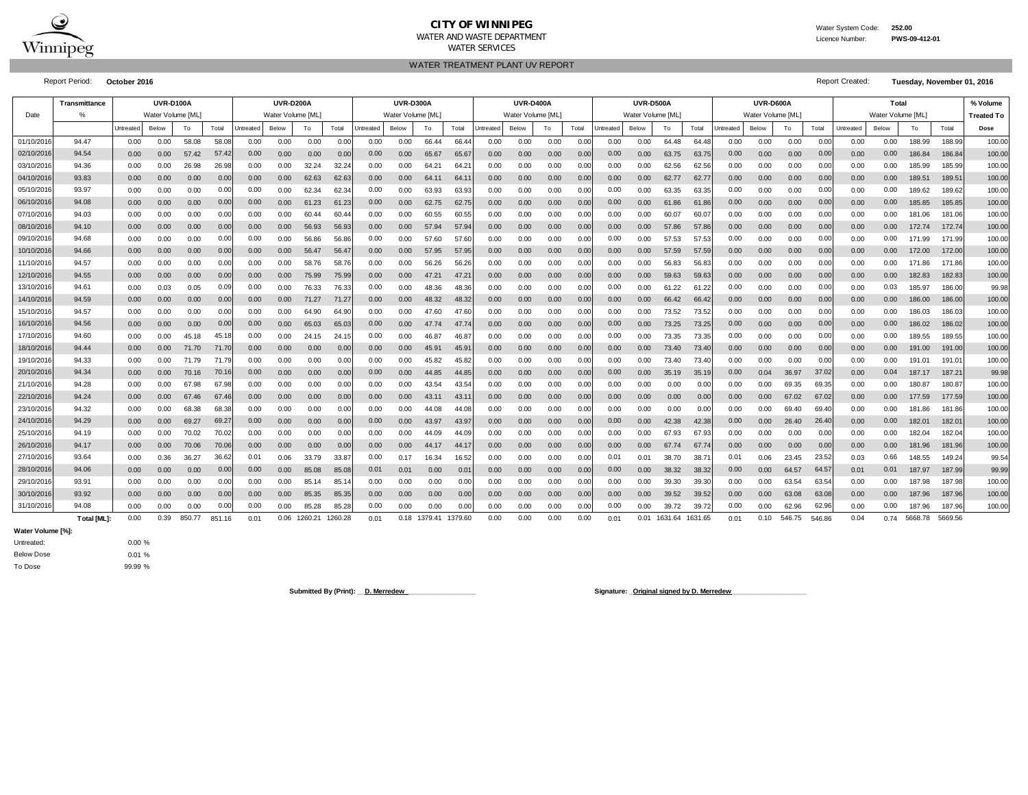# CITY OF WINNIPEG

WATER AND WASTE DEPARTMENT

WATER SERVICES

Water System Code: **252.00**

Licence Number: **PWS-09-412-01**

## WATER TREATMENT PLANT UV REPORT

Report Period: **October 2016**

Report Created: **Tuesday, November 01, 2016**

| Date | Transmittance % | UVR-D100A Water Volume [ML] | | | | UVR-D200A Water Volume [ML] | | | | UVR-D300A Water Volume [ML] | | | | UVR-D400A Water Volume [ML] | | | | UVR-D500A Water Volume [ML] | | | | UVR-D600A Water Volume [ML] | | | | Total Water Volume [ML] | | | | % Volume Treated To |
|---|---|---|---|---|---|---|---|---|---|---|---|---|---|---|---|---|---|---|---|---|---|---|---|---|---|---|---|---|---|---|
| | | Untreated | Below | To | Total | Untreated | Below | To | Total | Untreated | Below | To | Total | Untreated | Below | To | Total | Untreated | Below | To | Total | Untreated | Below | To | Total | Untreated | Below | To | Total | Dose |
| 01/10/2016 | 94.47 | 0.00 | 0.00 | 58.08 | 58.08 | 0.00 | 0.00 | 0.00 | 0.00 | 0.00 | 0.00 | 66.44 | 66.44 | 0.00 | 0.00 | 0.00 | 0.00 | 0.00 | 0.00 | 64.48 | 64.48 | 0.00 | 0.00 | 0.00 | 0.00 | 0.00 | 0.00 | 188.99 | 188.99 | 100.00 |
| 02/10/2016 | 94.54 | 0.00 | 0.00 | 57.42 | 57.42 | 0.00 | 0.00 | 0.00 | 0.00 | 0.00 | 0.00 | 65.67 | 65.67 | 0.00 | 0.00 | 0.00 | 0.00 | 0.00 | 0.00 | 63.75 | 63.75 | 0.00 | 0.00 | 0.00 | 0.00 | 0.00 | 0.00 | 186.84 | 186.84 | 100.00 |
| 03/10/2016 | 94.36 | 0.00 | 0.00 | 26.98 | 26.98 | 0.00 | 0.00 | 32.24 | 32.24 | 0.00 | 0.00 | 64.21 | 64.21 | 0.00 | 0.00 | 0.00 | 0.00 | 0.00 | 0.00 | 62.56 | 62.56 | 0.00 | 0.00 | 0.00 | 0.00 | 0.00 | 0.00 | 185.99 | 185.99 | 100.00 |
| 04/10/2016 | 93.83 | 0.00 | 0.00 | 0.00 | 0.00 | 0.00 | 0.00 | 62.63 | 62.63 | 0.00 | 0.00 | 64.11 | 64.11 | 0.00 | 0.00 | 0.00 | 0.00 | 0.00 | 0.00 | 62.77 | 62.77 | 0.00 | 0.00 | 0.00 | 0.00 | 0.00 | 0.00 | 189.51 | 189.51 | 100.00 |
| 05/10/2016 | 93.97 | 0.00 | 0.00 | 0.00 | 0.00 | 0.00 | 0.00 | 62.34 | 62.34 | 0.00 | 0.00 | 63.93 | 63.93 | 0.00 | 0.00 | 0.00 | 0.00 | 0.00 | 0.00 | 63.35 | 63.35 | 0.00 | 0.00 | 0.00 | 0.00 | 0.00 | 0.00 | 189.62 | 189.62 | 100.00 |
| 06/10/2016 | 94.08 | 0.00 | 0.00 | 0.00 | 0.00 | 0.00 | 0.00 | 61.23 | 61.23 | 0.00 | 0.00 | 62.75 | 62.75 | 0.00 | 0.00 | 0.00 | 0.00 | 0.00 | 0.00 | 61.86 | 61.86 | 0.00 | 0.00 | 0.00 | 0.00 | 0.00 | 0.00 | 185.85 | 185.85 | 100.00 |
| 07/10/2016 | 94.03 | 0.00 | 0.00 | 0.00 | 0.00 | 0.00 | 0.00 | 60.44 | 60.44 | 0.00 | 0.00 | 60.55 | 60.55 | 0.00 | 0.00 | 0.00 | 0.00 | 0.00 | 0.00 | 60.07 | 60.07 | 0.00 | 0.00 | 0.00 | 0.00 | 0.00 | 0.00 | 181.06 | 181.06 | 100.00 |
| 08/10/2016 | 94.10 | 0.00 | 0.00 | 0.00 | 0.00 | 0.00 | 0.00 | 56.93 | 56.93 | 0.00 | 0.00 | 57.94 | 57.94 | 0.00 | 0.00 | 0.00 | 0.00 | 0.00 | 0.00 | 57.86 | 57.86 | 0.00 | 0.00 | 0.00 | 0.00 | 0.00 | 0.00 | 172.74 | 172.74 | 100.00 |
| 09/10/2016 | 94.68 | 0.00 | 0.00 | 0.00 | 0.00 | 0.00 | 0.00 | 56.86 | 56.86 | 0.00 | 0.00 | 57.60 | 57.60 | 0.00 | 0.00 | 0.00 | 0.00 | 0.00 | 0.00 | 57.53 | 57.53 | 0.00 | 0.00 | 0.00 | 0.00 | 0.00 | 0.00 | 171.99 | 171.99 | 100.00 |
| 10/10/2016 | 94.66 | 0.00 | 0.00 | 0.00 | 0.00 | 0.00 | 0.00 | 56.47 | 56.47 | 0.00 | 0.00 | 57.95 | 57.95 | 0.00 | 0.00 | 0.00 | 0.00 | 0.00 | 0.00 | 57.59 | 57.59 | 0.00 | 0.00 | 0.00 | 0.00 | 0.00 | 0.00 | 172.00 | 172.00 | 100.00 |
| 11/10/2016 | 94.57 | 0.00 | 0.00 | 0.00 | 0.00 | 0.00 | 0.00 | 58.76 | 58.76 | 0.00 | 0.00 | 56.26 | 56.26 | 0.00 | 0.00 | 0.00 | 0.00 | 0.00 | 0.00 | 56.83 | 56.83 | 0.00 | 0.00 | 0.00 | 0.00 | 0.00 | 0.00 | 171.86 | 171.86 | 100.00 |
| 12/10/2016 | 94.55 | 0.00 | 0.00 | 0.00 | 0.00 | 0.00 | 0.00 | 75.99 | 75.99 | 0.00 | 0.00 | 47.21 | 47.21 | 0.00 | 0.00 | 0.00 | 0.00 | 0.00 | 0.00 | 59.63 | 59.63 | 0.00 | 0.00 | 0.00 | 0.00 | 0.00 | 0.00 | 182.83 | 182.83 | 100.00 |
| 13/10/2016 | 94.61 | 0.00 | 0.03 | 0.05 | 0.09 | 0.00 | 0.00 | 76.33 | 76.33 | 0.00 | 0.00 | 48.36 | 48.36 | 0.00 | 0.00 | 0.00 | 0.00 | 0.00 | 0.00 | 61.22 | 61.22 | 0.00 | 0.00 | 0.00 | 0.00 | 0.00 | 0.03 | 185.97 | 186.00 | 99.98 |
| 14/10/2016 | 94.59 | 0.00 | 0.00 | 0.00 | 0.00 | 0.00 | 0.00 | 71.27 | 71.27 | 0.00 | 0.00 | 48.32 | 48.32 | 0.00 | 0.00 | 0.00 | 0.00 | 0.00 | 0.00 | 66.42 | 66.42 | 0.00 | 0.00 | 0.00 | 0.00 | 0.00 | 0.00 | 186.00 | 186.00 | 100.00 |
| 15/10/2016 | 94.57 | 0.00 | 0.00 | 0.00 | 0.00 | 0.00 | 0.00 | 64.90 | 64.90 | 0.00 | 0.00 | 47.60 | 47.60 | 0.00 | 0.00 | 0.00 | 0.00 | 0.00 | 0.00 | 73.52 | 73.52 | 0.00 | 0.00 | 0.00 | 0.00 | 0.00 | 0.00 | 186.03 | 186.03 | 100.00 |
| 16/10/2016 | 94.56 | 0.00 | 0.00 | 0.00 | 0.00 | 0.00 | 0.00 | 65.03 | 65.03 | 0.00 | 0.00 | 47.74 | 47.74 | 0.00 | 0.00 | 0.00 | 0.00 | 0.00 | 0.00 | 73.25 | 73.25 | 0.00 | 0.00 | 0.00 | 0.00 | 0.00 | 0.00 | 186.02 | 186.02 | 100.00 |
| 17/10/2016 | 94.60 | 0.00 | 0.00 | 45.18 | 45.18 | 0.00 | 0.00 | 24.15 | 24.15 | 0.00 | 0.00 | 46.87 | 46.87 | 0.00 | 0.00 | 0.00 | 0.00 | 0.00 | 0.00 | 73.35 | 73.35 | 0.00 | 0.00 | 0.00 | 0.00 | 0.00 | 0.00 | 189.55 | 189.55 | 100.00 |
| 18/10/2016 | 94.44 | 0.00 | 0.00 | 71.70 | 71.70 | 0.00 | 0.00 | 0.00 | 0.00 | 0.00 | 0.00 | 45.91 | 45.91 | 0.00 | 0.00 | 0.00 | 0.00 | 0.00 | 0.00 | 73.40 | 73.40 | 0.00 | 0.00 | 0.00 | 0.00 | 0.00 | 0.00 | 191.00 | 191.00 | 100.00 |
| 19/10/2016 | 94.33 | 0.00 | 0.00 | 71.79 | 71.79 | 0.00 | 0.00 | 0.00 | 0.00 | 0.00 | 0.00 | 45.82 | 45.82 | 0.00 | 0.00 | 0.00 | 0.00 | 0.00 | 0.00 | 73.40 | 73.40 | 0.00 | 0.00 | 0.00 | 0.00 | 0.00 | 0.00 | 191.01 | 191.01 | 100.00 |
| 20/10/2016 | 94.34 | 0.00 | 0.00 | 70.16 | 70.16 | 0.00 | 0.00 | 0.00 | 0.00 | 0.00 | 0.00 | 44.85 | 44.85 | 0.00 | 0.00 | 0.00 | 0.00 | 0.00 | 0.00 | 35.19 | 35.19 | 0.00 | 0.04 | 36.97 | 37.02 | 0.00 | 0.04 | 187.17 | 187.21 | 99.98 |
| 21/10/2016 | 94.28 | 0.00 | 0.00 | 67.98 | 67.98 | 0.00 | 0.00 | 0.00 | 0.00 | 0.00 | 0.00 | 43.54 | 43.54 | 0.00 | 0.00 | 0.00 | 0.00 | 0.00 | 0.00 | 0.00 | 0.00 | 0.00 | 0.00 | 69.35 | 69.35 | 0.00 | 0.00 | 180.87 | 180.87 | 100.00 |
| 22/10/2016 | 94.24 | 0.00 | 0.00 | 67.46 | 67.46 | 0.00 | 0.00 | 0.00 | 0.00 | 0.00 | 0.00 | 43.11 | 43.11 | 0.00 | 0.00 | 0.00 | 0.00 | 0.00 | 0.00 | 0.00 | 0.00 | 0.00 | 0.00 | 67.02 | 67.02 | 0.00 | 0.00 | 177.59 | 177.59 | 100.00 |
| 23/10/2016 | 94.32 | 0.00 | 0.00 | 68.38 | 68.38 | 0.00 | 0.00 | 0.00 | 0.00 | 0.00 | 0.00 | 44.08 | 44.08 | 0.00 | 0.00 | 0.00 | 0.00 | 0.00 | 0.00 | 0.00 | 0.00 | 0.00 | 0.00 | 69.40 | 69.40 | 0.00 | 0.00 | 181.86 | 181.86 | 100.00 |
| 24/10/2016 | 94.29 | 0.00 | 0.00 | 69.27 | 69.27 | 0.00 | 0.00 | 0.00 | 0.00 | 0.00 | 0.00 | 43.97 | 43.97 | 0.00 | 0.00 | 0.00 | 0.00 | 0.00 | 0.00 | 42.38 | 42.38 | 0.00 | 0.00 | 26.40 | 26.40 | 0.00 | 0.00 | 182.01 | 182.01 | 100.00 |
| 25/10/2016 | 94.19 | 0.00 | 0.00 | 70.02 | 70.02 | 0.00 | 0.00 | 0.00 | 0.00 | 0.00 | 0.00 | 44.09 | 44.09 | 0.00 | 0.00 | 0.00 | 0.00 | 0.00 | 0.00 | 67.93 | 67.93 | 0.00 | 0.00 | 0.00 | 0.00 | 0.00 | 0.00 | 182.04 | 182.04 | 100.00 |
| 26/10/2016 | 94.17 | 0.00 | 0.00 | 70.06 | 70.06 | 0.00 | 0.00 | 0.00 | 0.00 | 0.00 | 0.00 | 44.17 | 44.17 | 0.00 | 0.00 | 0.00 | 0.00 | 0.00 | 0.00 | 67.74 | 67.74 | 0.00 | 0.00 | 0.00 | 0.00 | 0.00 | 0.00 | 181.96 | 181.96 | 100.00 |
| 27/10/2016 | 93.64 | 0.00 | 0.36 | 36.27 | 36.62 | 0.01 | 0.06 | 33.79 | 33.87 | 0.00 | 0.17 | 16.34 | 16.52 | 0.00 | 0.00 | 0.00 | 0.00 | 0.01 | 0.01 | 38.70 | 38.71 | 0.01 | 0.06 | 23.45 | 23.52 | 0.03 | 0.66 | 148.55 | 149.24 | 99.54 |
| 28/10/2016 | 94.06 | 0.00 | 0.00 | 0.00 | 0.00 | 0.00 | 0.00 | 85.08 | 85.08 | 0.01 | 0.01 | 0.00 | 0.01 | 0.00 | 0.00 | 0.00 | 0.00 | 0.00 | 0.00 | 38.32 | 38.32 | 0.00 | 0.00 | 64.57 | 64.57 | 0.01 | 0.01 | 187.97 | 187.99 | 99.99 |
| 29/10/2016 | 93.91 | 0.00 | 0.00 | 0.00 | 0.00 | 0.00 | 0.00 | 85.14 | 85.14 | 0.00 | 0.00 | 0.00 | 0.00 | 0.00 | 0.00 | 0.00 | 0.00 | 0.00 | 0.00 | 39.30 | 39.30 | 0.00 | 0.00 | 63.54 | 63.54 | 0.00 | 0.00 | 187.98 | 187.98 | 100.00 |
| 30/10/2016 | 93.92 | 0.00 | 0.00 | 0.00 | 0.00 | 0.00 | 0.00 | 85.35 | 85.35 | 0.00 | 0.00 | 0.00 | 0.00 | 0.00 | 0.00 | 0.00 | 0.00 | 0.00 | 0.00 | 39.52 | 39.52 | 0.00 | 0.00 | 63.08 | 63.08 | 0.00 | 0.00 | 187.96 | 187.96 | 100.00 |
| 31/10/2016 | 94.08 | 0.00 | 0.00 | 0.00 | 0.00 | 0.00 | 0.00 | 85.28 | 85.28 | 0.00 | 0.00 | 0.00 | 0.00 | 0.00 | 0.00 | 0.00 | 0.00 | 0.00 | 0.00 | 39.72 | 39.72 | 0.00 | 0.00 | 62.96 | 62.96 | 0.00 | 0.00 | 187.96 | 187.96 | 100.00 |
| | **Total [ML]:** | 0.00 | 0.39 | 850.77 | 851.16 | 0.01 | 0.06 | 1260.21 | 1260.28 | 0.01 | 0.18 | 1379.41 | 1379.60 | 0.00 | 0.00 | 0.00 | 0.00 | 0.01 | 0.01 | 1631.64 | 1631.65 | 0.01 | 0.10 | 546.75 | 546.86 | 0.04 | 0.74 | 5668.78 | 5669.56 | |

**Water Volume [%]:**

| | |
|---|---|
| Untreated: | 0.00 % |
| Below Dose | 0.01 % |
| To Dose | 99.99 % |

**Submitted By (Print):** __D. Merredew__

**Signature:** _Original signed by D. Merredew_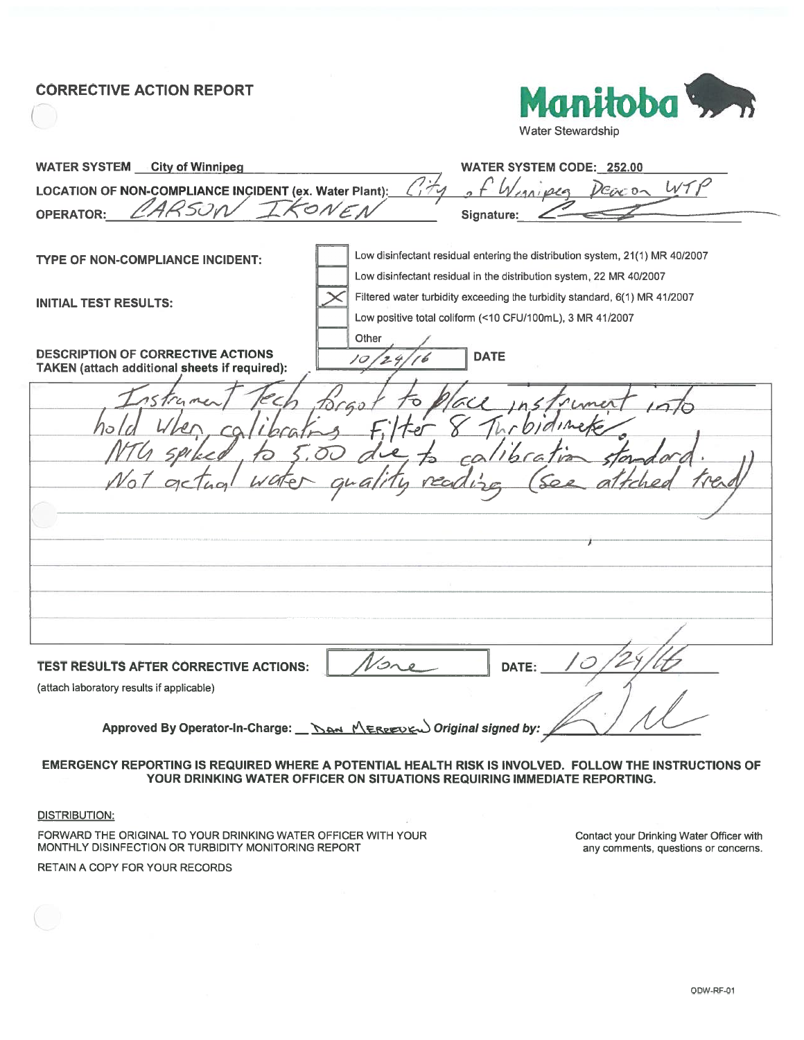# CORRECTIVE ACTION REPORT

**Manitoba** Water Stewardship

**WATER SYSTEM** City of Winnipeg

**WATER SYSTEM CODE:** 252.00

**LOCATION OF NON-COMPLIANCE INCIDENT (ex. Water Plant):** City of Winnipeg Deacon WTP

**OPERATOR:** CARSON IKONEN

**Signature:**

**TYPE OF NON-COMPLIANCE INCIDENT:**

- [ ] Low disinfectant residual entering the distribution system, 21(1) MR 40/2007
- [ ] Low disinfectant residual in the distribution system, 22 MR 40/2007
- [x] Filtered water turbidity exceeding the turbidity standard, 6(1) MR 41/2007
- [ ] Low positive total coliform (<10 CFU/100mL), 3 MR 41/2007
- [ ] Other

**INITIAL TEST RESULTS:**

**DESCRIPTION OF CORRECTIVE ACTIONS TAKEN (attach additional sheets if required):**

**DATE** 10/24/16

Instrument Tech forgot to place instrument into hold when calibrating Filter 8 Turbidimeter. NTU spiked to 5.00 due to calibration standard. Not actual water quality reading (see attached trend)

**TEST RESULTS AFTER CORRECTIVE ACTIONS:** None **DATE:** 10/24/16

(attach laboratory results if applicable)

**Approved By Operator-In-Charge:** DAN MERREDEW ***Original signed by:***

**EMERGENCY REPORTING IS REQUIRED WHERE A POTENTIAL HEALTH RISK IS INVOLVED. FOLLOW THE INSTRUCTIONS OF YOUR DRINKING WATER OFFICER ON SITUATIONS REQUIRING IMMEDIATE REPORTING.**

DISTRIBUTION:

FORWARD THE ORIGINAL TO YOUR DRINKING WATER OFFICER WITH YOUR MONTHLY DISINFECTION OR TURBIDITY MONITORING REPORT

RETAIN A COPY FOR YOUR RECORDS

Contact your Drinking Water Officer with any comments, questions or concerns.

ODW-RF-01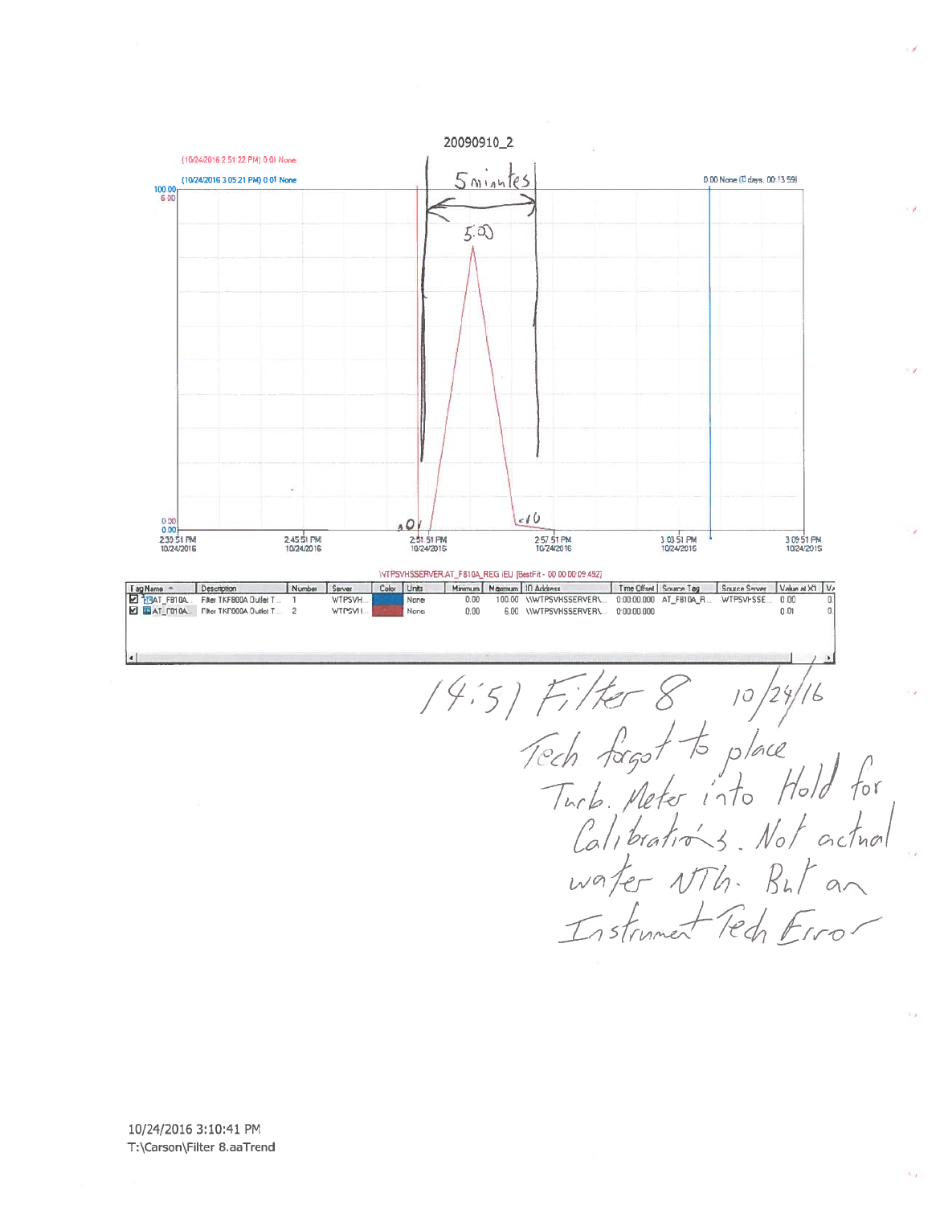20090910_2

(10/24/2016 2:51:22 PM) 0.01 None

(10/24/2016 3:05:21 PM) 0.01 None

0.00 None (0 days, 00:13:59)

5 minutes

5.00

.01

<.10

100.00
6.00

0.00
0.00

2:39:51 PM 10/24/2016 | 2:45:51 PM 10/24/2016 | 2:51:51 PM 10/24/2016 | 2:57:51 PM 10/24/2016 | 3:03:51 PM 10/24/2016 | 3:09:51 PM 10/24/2016

\WTPSVHSSERVER.AT_F810A_REG.IEU [BestFit - 00 00:00:09.492]

| Tag Name | Description | Number | Server | Color | Units | Minimum | Maximum | IO Address | Time Offset | Source Tag | Source Server | Value at X1 | V |
|---|---|---|---|---|---|---|---|---|---|---|---|---|---|
| AT_F810A... | Filter TKF800A Outlet T... | 1 | WTPSVH... | | None | 0.00 | 100.00 | \WTPSVHSSERVER\... | 0:00:00.000 | AT_F810A_R... | WTPSVHSSE... | 0.00 | 0 |
| AT_F010A... | Filter TKF000A Outlet T... | 2 | WTPSVH... | | None | 0.00 | 6.00 | \WTPSVHSSERVER\... | 0:00:00.000 | | | 0.01 | 0 |

14:51 Filter 8 10/24/16
Tech forgot to place Turb. Meter into Hold for Calibrations. Not actual water NTU. But an Instrument Tech Error

10/24/2016 3:10:41 PM
T:\Carson\Filter 8.aaTrend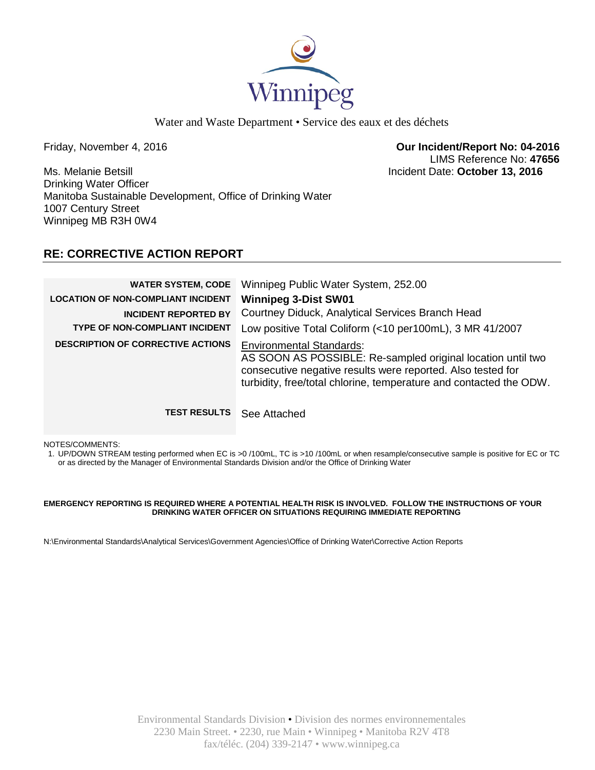Winnipeg

Water and Waste Department • Service des eaux et des déchets

Friday, November 4, 2016

**Our Incident/Report No: 04-2016**
LIMS Reference No: **47656**
Incident Date: **October 13, 2016**

Ms. Melanie Betsill
Drinking Water Officer
Manitoba Sustainable Development, Office of Drinking Water
1007 Century Street
Winnipeg MB R3H 0W4

## RE: CORRECTIVE ACTION REPORT

| | |
|---|---|
| **WATER SYSTEM, CODE** | Winnipeg Public Water System, 252.00 |
| **LOCATION OF NON-COMPLIANT INCIDENT** | **Winnipeg 3-Dist SW01** |
| **INCIDENT REPORTED BY** | Courtney Diduck, Analytical Services Branch Head |
| **TYPE OF NON-COMPLIANT INCIDENT** | Low positive Total Coliform (<10 per100mL), 3 MR 41/2007 |
| **DESCRIPTION OF CORRECTIVE ACTIONS** | Environmental Standards: AS SOON AS POSSIBLE: Re-sampled original location until two consecutive negative results were reported. Also tested for turbidity, free/total chlorine, temperature and contacted the ODW. |
| **TEST RESULTS** | See Attached |

NOTES/COMMENTS:

1. UP/DOWN STREAM testing performed when EC is >0 /100mL, TC is >10 /100mL or when resample/consecutive sample is positive for EC or TC or as directed by the Manager of Environmental Standards Division and/or the Office of Drinking Water

**EMERGENCY REPORTING IS REQUIRED WHERE A POTENTIAL HEALTH RISK IS INVOLVED. FOLLOW THE INSTRUCTIONS OF YOUR DRINKING WATER OFFICER ON SITUATIONS REQUIRING IMMEDIATE REPORTING**

N:\Environmental Standards\Analytical Services\Government Agencies\Office of Drinking Water\Corrective Action Reports

Environmental Standards Division • Division des normes environnementales
2230 Main Street. • 2230, rue Main • Winnipeg • Manitoba R2V 4T8
fax/téléc. (204) 339-2147 • www.winnipeg.ca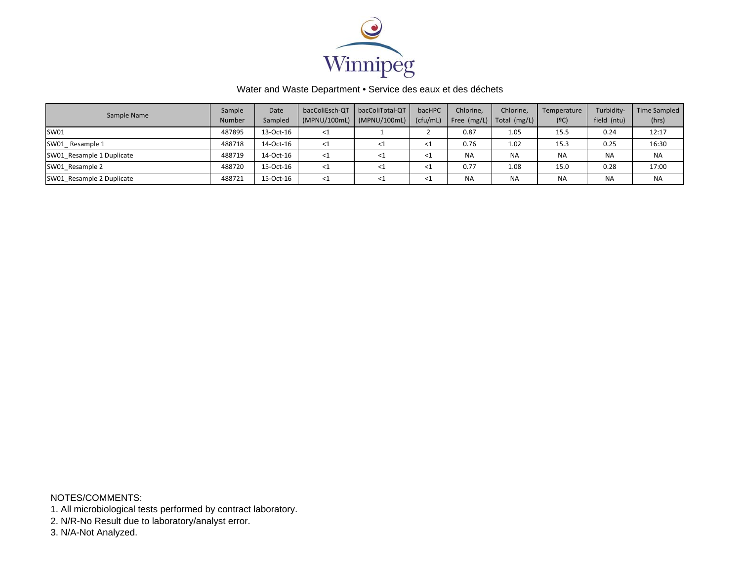Winnipeg

Water and Waste Department • Service des eaux et des déchets

| Sample Name | Sample Number | Date Sampled | bacColiEsch-QT (MPNU/100mL) | bacColiTotal-QT (MPNU/100mL) | bacHPC (cfu/mL) | Chlorine, Free (mg/L) | Chlorine, Total (mg/L) | Temperature (ºC) | Turbidity-field (ntu) | Time Sampled (hrs) |
|---|---|---|---|---|---|---|---|---|---|---|
| SW01 | 487895 | 13-Oct-16 | <1 | 1 | 2 | 0.87 | 1.05 | 15.5 | 0.24 | 12:17 |
| SW01_ Resample 1 | 488718 | 14-Oct-16 | <1 | <1 | <1 | 0.76 | 1.02 | 15.3 | 0.25 | 16:30 |
| SW01_Resample 1 Duplicate | 488719 | 14-Oct-16 | <1 | <1 | <1 | NA | NA | NA | NA | NA |
| SW01_Resample 2 | 488720 | 15-Oct-16 | <1 | <1 | <1 | 0.77 | 1.08 | 15.0 | 0.28 | 17:00 |
| SW01_Resample 2 Duplicate | 488721 | 15-Oct-16 | <1 | <1 | <1 | NA | NA | NA | NA | NA |

NOTES/COMMENTS:

1. All microbiological tests performed by contract laboratory.
2. N/R-No Result due to laboratory/analyst error.
3. N/A-Not Analyzed.